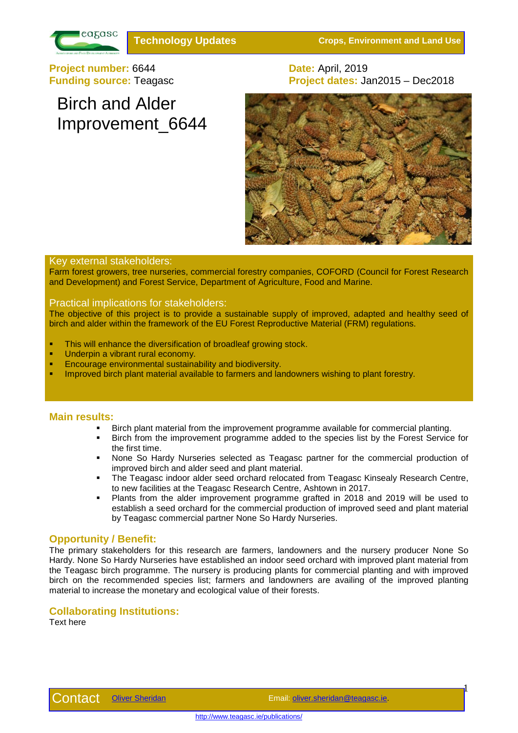Technology Updates — Crops, Environment and Land Use

**Project number:** 6644
**Funding source:** Teagasc

**Date:** April, 2019
**Project dates:** Jan2015 – Dec2018

# Birch and Alder Improvement_6644

## Key external stakeholders:

Farm forest growers, tree nurseries, commercial forestry companies, COFORD (Council for Forest Research and Development) and Forest Service, Department of Agriculture, Food and Marine.

## Practical implications for stakeholders:

The objective of this project is to provide a sustainable supply of improved, adapted and healthy seed of birch and alder within the framework of the EU Forest Reproductive Material (FRM) regulations.

- This will enhance the diversification of broadleaf growing stock.
- Underpin a vibrant rural economy.
- Encourage environmental sustainability and biodiversity.
- Improved birch plant material available to farmers and landowners wishing to plant forestry.

## Main results:

- Birch plant material from the improvement programme available for commercial planting.
- Birch from the improvement programme added to the species list by the Forest Service for the first time.
- None So Hardy Nurseries selected as Teagasc partner for the commercial production of improved birch and alder seed and plant material.
- The Teagasc indoor alder seed orchard relocated from Teagasc Kinsealy Research Centre, to new facilities at the Teagasc Research Centre, Ashtown in 2017.
- Plants from the alder improvement programme grafted in 2018 and 2019 will be used to establish a seed orchard for the commercial production of improved seed and plant material by Teagasc commercial partner None So Hardy Nurseries.

## Opportunity / Benefit:

The primary stakeholders for this research are farmers, landowners and the nursery producer None So Hardy. None So Hardy Nurseries have established an indoor seed orchard with improved plant material from the Teagasc birch programme. The nursery is producing plants for commercial planting and with improved birch on the recommended species list; farmers and landowners are availing of the improved planting material to increase the monetary and ecological value of their forests.

## Collaborating Institutions:

Text here

Contact Oliver Sheridan Email: oliver.sheridan@teagasc.ie.

http://www.teagasc.ie/publications/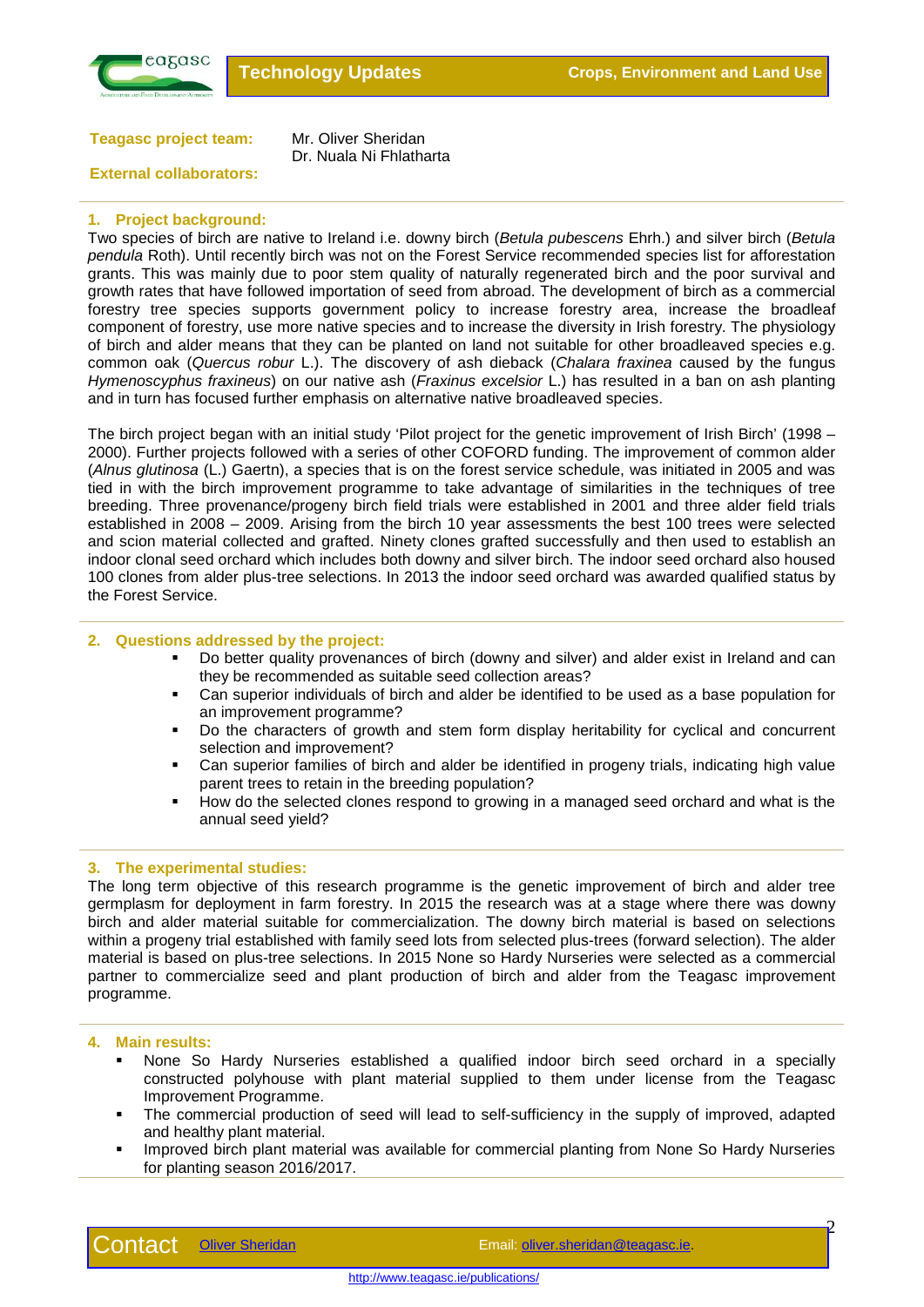**Teagasc project team:** Mr. Oliver Sheridan
Dr. Nuala Ni Fhlatharta

**External collaborators:**

## 1. Project background:

Two species of birch are native to Ireland i.e. downy birch (*Betula pubescens* Ehrh.) and silver birch (*Betula pendula* Roth). Until recently birch was not on the Forest Service recommended species list for afforestation grants. This was mainly due to poor stem quality of naturally regenerated birch and the poor survival and growth rates that have followed importation of seed from abroad. The development of birch as a commercial forestry tree species supports government policy to increase forestry area, increase the broadleaf component of forestry, use more native species and to increase the diversity in Irish forestry. The physiology of birch and alder means that they can be planted on land not suitable for other broadleaved species e.g. common oak (*Quercus robur* L.). The discovery of ash dieback (*Chalara fraxinea* caused by the fungus *Hymenoscyphus fraxineus*) on our native ash (*Fraxinus excelsior* L.) has resulted in a ban on ash planting and in turn has focused further emphasis on alternative native broadleaved species.

The birch project began with an initial study 'Pilot project for the genetic improvement of Irish Birch' (1998 – 2000). Further projects followed with a series of other COFORD funding. The improvement of common alder (*Alnus glutinosa* (L.) Gaertn), a species that is on the forest service schedule, was initiated in 2005 and was tied in with the birch improvement programme to take advantage of similarities in the techniques of tree breeding. Three provenance/progeny birch field trials were established in 2001 and three alder field trials established in 2008 – 2009. Arising from the birch 10 year assessments the best 100 trees were selected and scion material collected and grafted. Ninety clones grafted successfully and then used to establish an indoor clonal seed orchard which includes both downy and silver birch. The indoor seed orchard also housed 100 clones from alder plus-tree selections. In 2013 the indoor seed orchard was awarded qualified status by the Forest Service.

## 2. Questions addressed by the project:

- Do better quality provenances of birch (downy and silver) and alder exist in Ireland and can they be recommended as suitable seed collection areas?
- Can superior individuals of birch and alder be identified to be used as a base population for an improvement programme?
- Do the characters of growth and stem form display heritability for cyclical and concurrent selection and improvement?
- Can superior families of birch and alder be identified in progeny trials, indicating high value parent trees to retain in the breeding population?
- How do the selected clones respond to growing in a managed seed orchard and what is the annual seed yield?

## 3. The experimental studies:

The long term objective of this research programme is the genetic improvement of birch and alder tree germplasm for deployment in farm forestry. In 2015 the research was at a stage where there was downy birch and alder material suitable for commercialization. The downy birch material is based on selections within a progeny trial established with family seed lots from selected plus-trees (forward selection). The alder material is based on plus-tree selections. In 2015 None so Hardy Nurseries were selected as a commercial partner to commercialize seed and plant production of birch and alder from the Teagasc improvement programme.

## 4. Main results:

- None So Hardy Nurseries established a qualified indoor birch seed orchard in a specially constructed polyhouse with plant material supplied to them under license from the Teagasc Improvement Programme.
- The commercial production of seed will lead to self-sufficiency in the supply of improved, adapted and healthy plant material.
- Improved birch plant material was available for commercial planting from None So Hardy Nurseries for planting season 2016/2017.

Contact [Oliver Sheridan](Oliver Sheridan) Email: [oliver.sheridan@teagasc.ie](mailto:oliver.sheridan@teagasc.ie).

http://www.teagasc.ie/publications/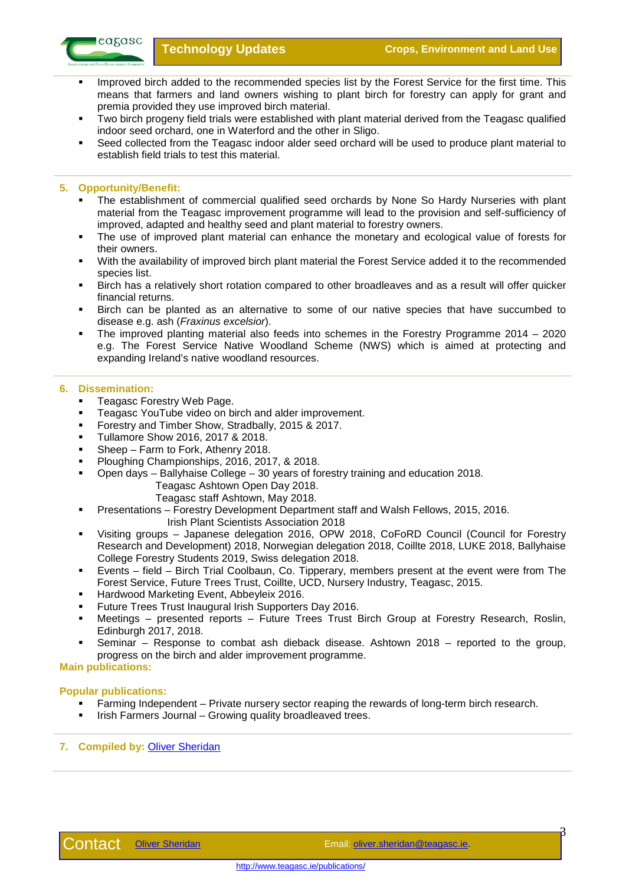- Improved birch added to the recommended species list by the Forest Service for the first time. This means that farmers and land owners wishing to plant birch for forestry can apply for grant and premia provided they use improved birch material.
- Two birch progeny field trials were established with plant material derived from the Teagasc qualified indoor seed orchard, one in Waterford and the other in Sligo.
- Seed collected from the Teagasc indoor alder seed orchard will be used to produce plant material to establish field trials to test this material.

## 5. Opportunity/Benefit:

- The establishment of commercial qualified seed orchards by None So Hardy Nurseries with plant material from the Teagasc improvement programme will lead to the provision and self-sufficiency of improved, adapted and healthy seed and plant material to forestry owners.
- The use of improved plant material can enhance the monetary and ecological value of forests for their owners.
- With the availability of improved birch plant material the Forest Service added it to the recommended species list.
- Birch has a relatively short rotation compared to other broadleaves and as a result will offer quicker financial returns.
- Birch can be planted as an alternative to some of our native species that have succumbed to disease e.g. ash (*Fraxinus excelsior*).
- The improved planting material also feeds into schemes in the Forestry Programme 2014 – 2020 e.g. The Forest Service Native Woodland Scheme (NWS) which is aimed at protecting and expanding Ireland's native woodland resources.

## 6. Dissemination:

- Teagasc Forestry Web Page.
- Teagasc YouTube video on birch and alder improvement.
- Forestry and Timber Show, Stradbally, 2015 & 2017.
- Tullamore Show 2016, 2017 & 2018.
- Sheep – Farm to Fork, Athenry 2018.
- Ploughing Championships, 2016, 2017, & 2018.
- Open days – Ballyhaise College – 30 years of forestry training and education 2018.
  Teagasc Ashtown Open Day 2018.
  Teagasc staff Ashtown, May 2018.
- Presentations – Forestry Development Department staff and Walsh Fellows, 2015, 2016.
  Irish Plant Scientists Association 2018
- Visiting groups – Japanese delegation 2016, OPW 2018, CoFoRD Council (Council for Forestry Research and Development) 2018, Norwegian delegation 2018, Coillte 2018, LUKE 2018, Ballyhaise College Forestry Students 2019, Swiss delegation 2018.
- Events – field – Birch Trial Coolbaun, Co. Tipperary, members present at the event were from The Forest Service, Future Trees Trust, Coillte, UCD, Nursery Industry, Teagasc, 2015.
- Hardwood Marketing Event, Abbeyleix 2016.
- Future Trees Trust Inaugural Irish Supporters Day 2016.
- Meetings – presented reports – Future Trees Trust Birch Group at Forestry Research, Roslin, Edinburgh 2017, 2018.
- Seminar – Response to combat ash dieback disease. Ashtown 2018 – reported to the group, progress on the birch and alder improvement programme.

**Main publications:**

**Popular publications:**

- Farming Independent – Private nursery sector reaping the rewards of long-term birch research.
- Irish Farmers Journal – Growing quality broadleaved trees.

## 7. Compiled by: Oliver Sheridan

Contact Oliver Sheridan Email: oliver.sheridan@teagasc.ie.

http://www.teagasc.ie/publications/